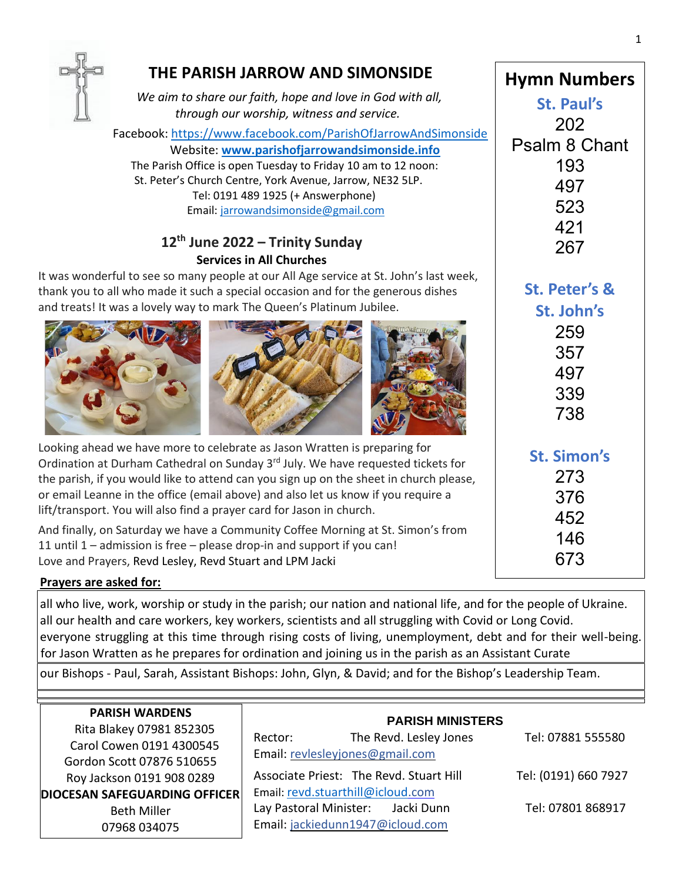# THE PARISH JARROW AND SIMONSIDE

*We aim to share our faith, hope and love in God with all, through our worship, witness and service.*

Facebook: https://www.facebook.com/ParishOfJarrowAndSimonside
Website: **www.parishofjarrowandsimonside.info**
The Parish Office is open Tuesday to Friday 10 am to 12 noon:
St. Peter's Church Centre, York Avenue, Jarrow, NE32 5LP.
Tel: 0191 489 1925 (+ Answerphone)
Email: jarrowandsimonside@gmail.com

## 12th June 2022 – Trinity Sunday

**Services in All Churches**

It was wonderful to see so many people at our All Age service at St. John's last week, thank you to all who made it such a special occasion and for the generous dishes and treats! It was a lovely way to mark The Queen's Platinum Jubilee.

Looking ahead we have more to celebrate as Jason Wratten is preparing for Ordination at Durham Cathedral on Sunday 3rd July. We have requested tickets for the parish, if you would like to attend can you sign up on the sheet in church please, or email Leanne in the office (email above) and also let us know if you require a lift/transport. You will also find a prayer card for Jason in church.

And finally, on Saturday we have a Community Coffee Morning at St. Simon's from 11 until 1 – admission is free – please drop-in and support if you can!
Love and Prayers, Revd Lesley, Revd Stuart and LPM Jacki

## Hymn Numbers

**St. Paul's**
202
Psalm 8 Chant
193
497
523
421
267

**St. Peter's & St. John's**
259
357
497
339
738

**St. Simon's**
273
376
452
146
673

**Prayers are asked for:**

all who live, work, worship or study in the parish; our nation and national life, and for the people of Ukraine.
all our health and care workers, key workers, scientists and all struggling with Covid or Long Covid.
everyone struggling at this time through rising costs of living, unemployment, debt and for their well-being.
for Jason Wratten as he prepares for ordination and joining us in the parish as an Assistant Curate
our Bishops - Paul, Sarah, Assistant Bishops: John, Glyn, & David; and for the Bishop's Leadership Team.

**PARISH WARDENS**
Rita Blakey 07981 852305
Carol Cowen 0191 4300545
Gordon Scott 07876 510655
Roy Jackson 0191 908 0289

**DIOCESAN SAFEGUARDING OFFICER**
Beth Miller
07968 034075

**PARISH MINISTERS**

Rector: The Revd. Lesley Jones — Tel: 07881 555580
Email: revlesleyjones@gmail.com

Associate Priest: The Revd. Stuart Hill — Tel: (0191) 660 7927
Email: revd.stuarthill@icloud.com

Lay Pastoral Minister: Jacki Dunn — Tel: 07801 868917
Email: jackiedunn1947@icloud.com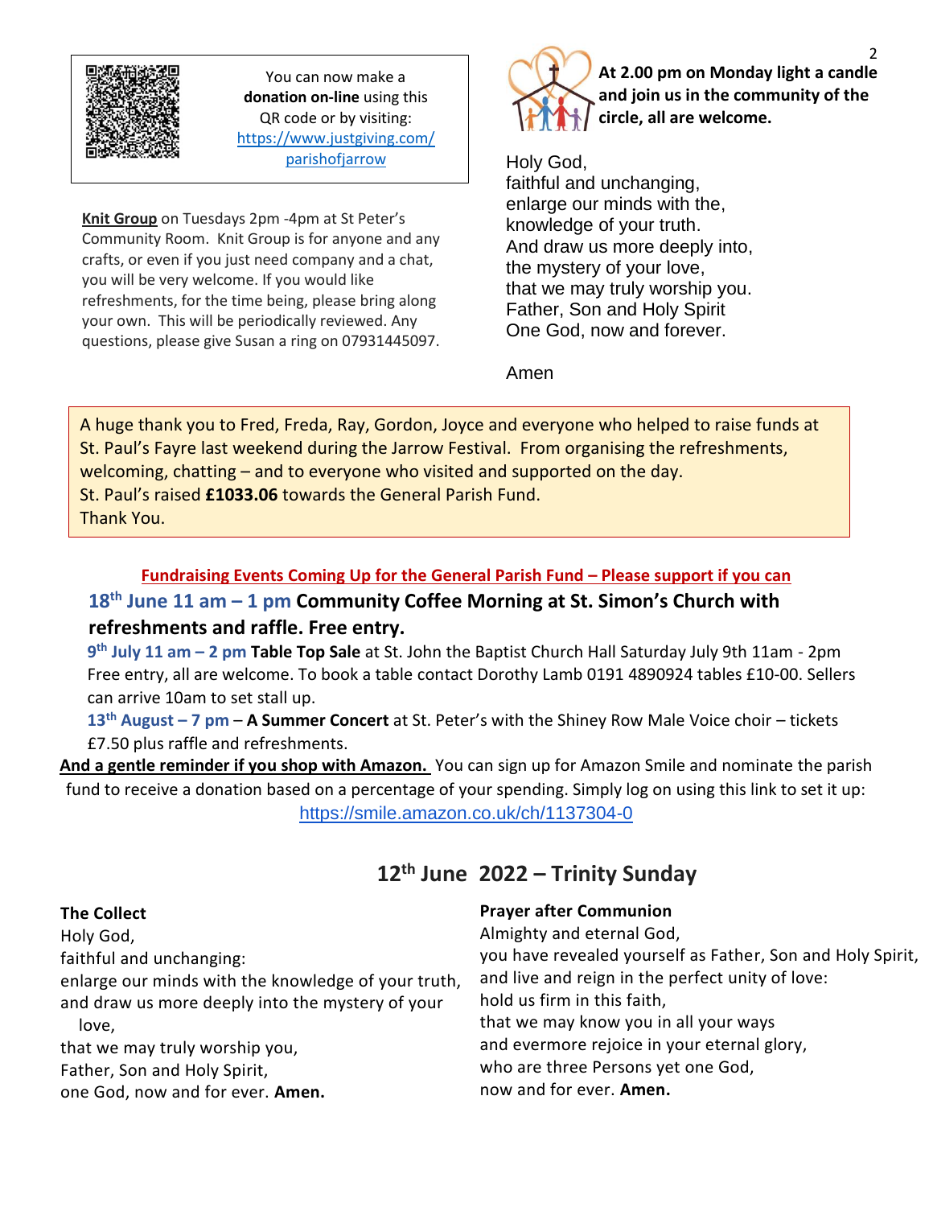You can now make a **donation on-line** using this QR code or by visiting: https://www.justgiving.com/parishofjarrow

**Knit Group** on Tuesdays 2pm -4pm at St Peter's Community Room. Knit Group is for anyone and any crafts, or even if you just need company and a chat, you will be very welcome. If you would like refreshments, for the time being, please bring along your own. This will be periodically reviewed. Any questions, please give Susan a ring on 07931445097.

**At 2.00 pm on Monday light a candle and join us in the community of the circle, all are welcome.**

Holy God,
faithful and unchanging,
enlarge our minds with the,
knowledge of your truth.
And draw us more deeply into,
the mystery of your love,
that we may truly worship you.
Father, Son and Holy Spirit
One God, now and forever.

Amen

A huge thank you to Fred, Freda, Ray, Gordon, Joyce and everyone who helped to raise funds at St. Paul's Fayre last weekend during the Jarrow Festival. From organising the refreshments, welcoming, chatting – and to everyone who visited and supported on the day.
St. Paul's raised **£1033.06** towards the General Parish Fund.
Thank You.

**Fundraising Events Coming Up for the General Parish Fund – Please support if you can**

**18th June 11 am – 1 pm Community Coffee Morning at St. Simon's Church with refreshments and raffle. Free entry.**

**9th July 11 am – 2 pm Table Top Sale** at St. John the Baptist Church Hall Saturday July 9th 11am - 2pm Free entry, all are welcome. To book a table contact Dorothy Lamb 0191 4890924 tables £10-00. Sellers can arrive 10am to set stall up.

**13th August – 7 pm** – **A Summer Concert** at St. Peter's with the Shiney Row Male Voice choir – tickets £7.50 plus raffle and refreshments.

**And a gentle reminder if you shop with Amazon.** You can sign up for Amazon Smile and nominate the parish fund to receive a donation based on a percentage of your spending. Simply log on using this link to set it up: https://smile.amazon.co.uk/ch/1137304-0

## 12th June 2022 – Trinity Sunday

**The Collect**
Holy God,
faithful and unchanging:
enlarge our minds with the knowledge of your truth,
and draw us more deeply into the mystery of your love,
that we may truly worship you,
Father, Son and Holy Spirit,
one God, now and for ever. **Amen.**

**Prayer after Communion**
Almighty and eternal God,
you have revealed yourself as Father, Son and Holy Spirit,
and live and reign in the perfect unity of love:
hold us firm in this faith,
that we may know you in all your ways
and evermore rejoice in your eternal glory,
who are three Persons yet one God,
now and for ever. **Amen.**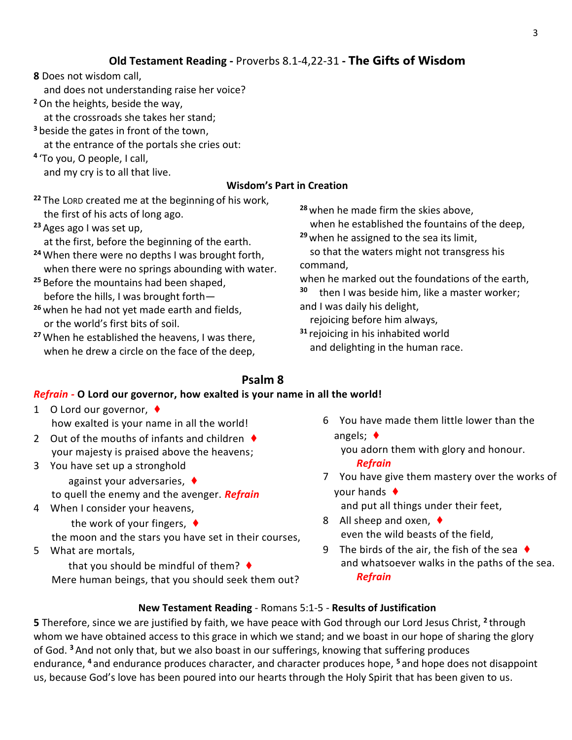## Old Testament Reading - Proverbs 8.1-4,22-31 - The Gifts of Wisdom

**8** Does not wisdom call,
  and does not understanding raise her voice?
[2] On the heights, beside the way,
  at the crossroads she takes her stand;
[3] beside the gates in front of the town,
  at the entrance of the portals she cries out:
[4] 'To you, O people, I call,
  and my cry is to all that live.

### Wisdom's Part in Creation

[22] The LORD created me at the beginning of his work,
  the first of his acts of long ago.
[23] Ages ago I was set up,
  at the first, before the beginning of the earth.
[24] When there were no depths I was brought forth,
  when there were no springs abounding with water.
[25] Before the mountains had been shaped,
  before the hills, I was brought forth—
[26] when he had not yet made earth and fields,
  or the world's first bits of soil.
[27] When he established the heavens, I was there,
  when he drew a circle on the face of the deep,
[28] when he made firm the skies above,
  when he established the fountains of the deep,
[29] when he assigned to the sea its limit,
  so that the waters might not transgress his command,
when he marked out the foundations of the earth,
[30] then I was beside him, like a master worker;
and I was daily his delight,
  rejoicing before him always,
[31] rejoicing in his inhabited world
  and delighting in the human race.

## Psalm 8

***Refrain -*** **O Lord our governor, how exalted is your name in all the world!**

1 O Lord our governor, ♦
  how exalted is your name in all the world!
2 Out of the mouths of infants and children ♦
  your majesty is praised above the heavens;
3 You have set up a stronghold
  against your adversaries, ♦
  to quell the enemy and the avenger. ***Refrain***
4 When I consider your heavens,
  the work of your fingers, ♦
  the moon and the stars you have set in their courses,
5 What are mortals,
  that you should be mindful of them? ♦
  Mere human beings, that you should seek them out?
6 You have made them little lower than the angels; ♦
  you adorn them with glory and honour.
  ***Refrain***
7 You have give them mastery over the works of your hands ♦
  and put all things under their feet,
8 All sheep and oxen, ♦
  even the wild beasts of the field,
9 The birds of the air, the fish of the sea ♦
  and whatsoever walks in the paths of the sea.
  ***Refrain***

### New Testament Reading - Romans 5:1-5 - Results of Justification

**5** Therefore, since we are justified by faith, we have peace with God through our Lord Jesus Christ, [2] through whom we have obtained access to this grace in which we stand; and we boast in our hope of sharing the glory of God. [3] And not only that, but we also boast in our sufferings, knowing that suffering produces endurance, [4] and endurance produces character, and character produces hope, [5] and hope does not disappoint us, because God's love has been poured into our hearts through the Holy Spirit that has been given to us.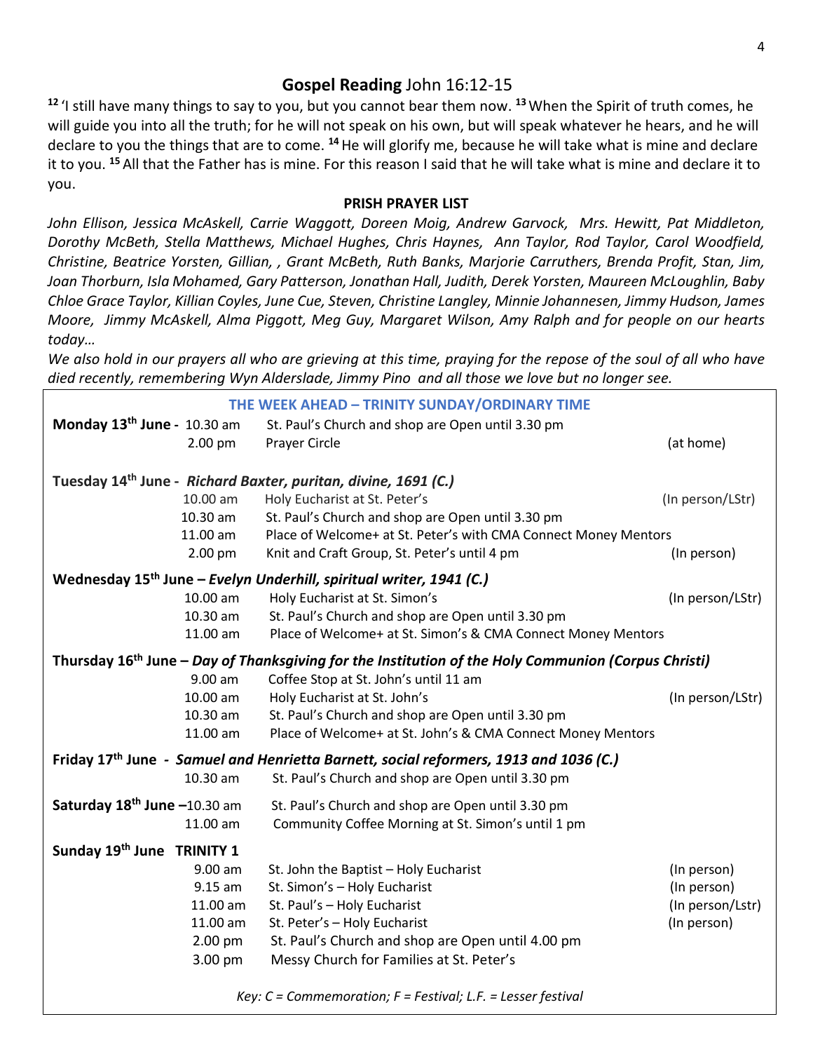## **Gospel Reading** John 16:12-15

[12] 'I still have many things to say to you, but you cannot bear them now. [13] When the Spirit of truth comes, he will guide you into all the truth; for he will not speak on his own, but will speak whatever he hears, and he will declare to you the things that are to come. [14] He will glorify me, because he will take what is mine and declare it to you. [15] All that the Father has is mine. For this reason I said that he will take what is mine and declare it to you.

**PRISH PRAYER LIST**

*John Ellison, Jessica McAskell, Carrie Waggott, Doreen Moig, Andrew Garvock, Mrs. Hewitt, Pat Middleton, Dorothy McBeth, Stella Matthews, Michael Hughes, Chris Haynes, Ann Taylor, Rod Taylor, Carol Woodfield, Christine, Beatrice Yorsten, Gillian, , Grant McBeth, Ruth Banks, Marjorie Carruthers, Brenda Profit, Stan, Jim, Joan Thorburn, Isla Mohamed, Gary Patterson, Jonathan Hall, Judith, Derek Yorsten, Maureen McLoughlin, Baby Chloe Grace Taylor, Killian Coyles, June Cue, Steven, Christine Langley, Minnie Johannesen, Jimmy Hudson, James Moore, Jimmy McAskell, Alma Piggott, Meg Guy, Margaret Wilson, Amy Ralph and for people on our hearts today…*

*We also hold in our prayers all who are grieving at this time, praying for the repose of the soul of all who have died recently, remembering Wyn Alderslade, Jimmy Pino and all those we love but no longer see.*

**THE WEEK AHEAD – TRINITY SUNDAY/ORDINARY TIME**

**Monday 13th June** - 10.30 am St. Paul's Church and shop are Open until 3.30 pm
2.00 pm Prayer Circle (at home)

**Tuesday 14th June** - ***Richard Baxter, puritan, divine, 1691 (C.)***
10.00 am Holy Eucharist at St. Peter's (In person/LStr)
10.30 am St. Paul's Church and shop are Open until 3.30 pm
11.00 am Place of Welcome+ at St. Peter's with CMA Connect Money Mentors
2.00 pm Knit and Craft Group, St. Peter's until 4 pm (In person)

**Wednesday 15th June –** ***Evelyn Underhill, spiritual writer, 1941 (C.)***
10.00 am Holy Eucharist at St. Simon's (In person/LStr)
10.30 am St. Paul's Church and shop are Open until 3.30 pm
11.00 am Place of Welcome+ at St. Simon's & CMA Connect Money Mentors

**Thursday 16th June –** ***Day of Thanksgiving for the Institution of the Holy Communion (Corpus Christi)***
9.00 am Coffee Stop at St. John's until 11 am
10.00 am Holy Eucharist at St. John's (In person/LStr)
10.30 am St. Paul's Church and shop are Open until 3.30 pm
11.00 am Place of Welcome+ at St. John's & CMA Connect Money Mentors

**Friday 17th June** - ***Samuel and Henrietta Barnett, social reformers, 1913 and 1036 (C.)***
10.30 am St. Paul's Church and shop are Open until 3.30 pm

**Saturday 18th June** –10.30 am St. Paul's Church and shop are Open until 3.30 pm
11.00 am Community Coffee Morning at St. Simon's until 1 pm

**Sunday 19th June TRINITY 1**
9.00 am St. John the Baptist – Holy Eucharist (In person)
9.15 am St. Simon's – Holy Eucharist (In person)
11.00 am St. Paul's – Holy Eucharist (In person/Lstr)
11.00 am St. Peter's – Holy Eucharist (In person)
2.00 pm St. Paul's Church and shop are Open until 4.00 pm
3.00 pm Messy Church for Families at St. Peter's

*Key: C = Commemoration; F = Festival; L.F. = Lesser festival*